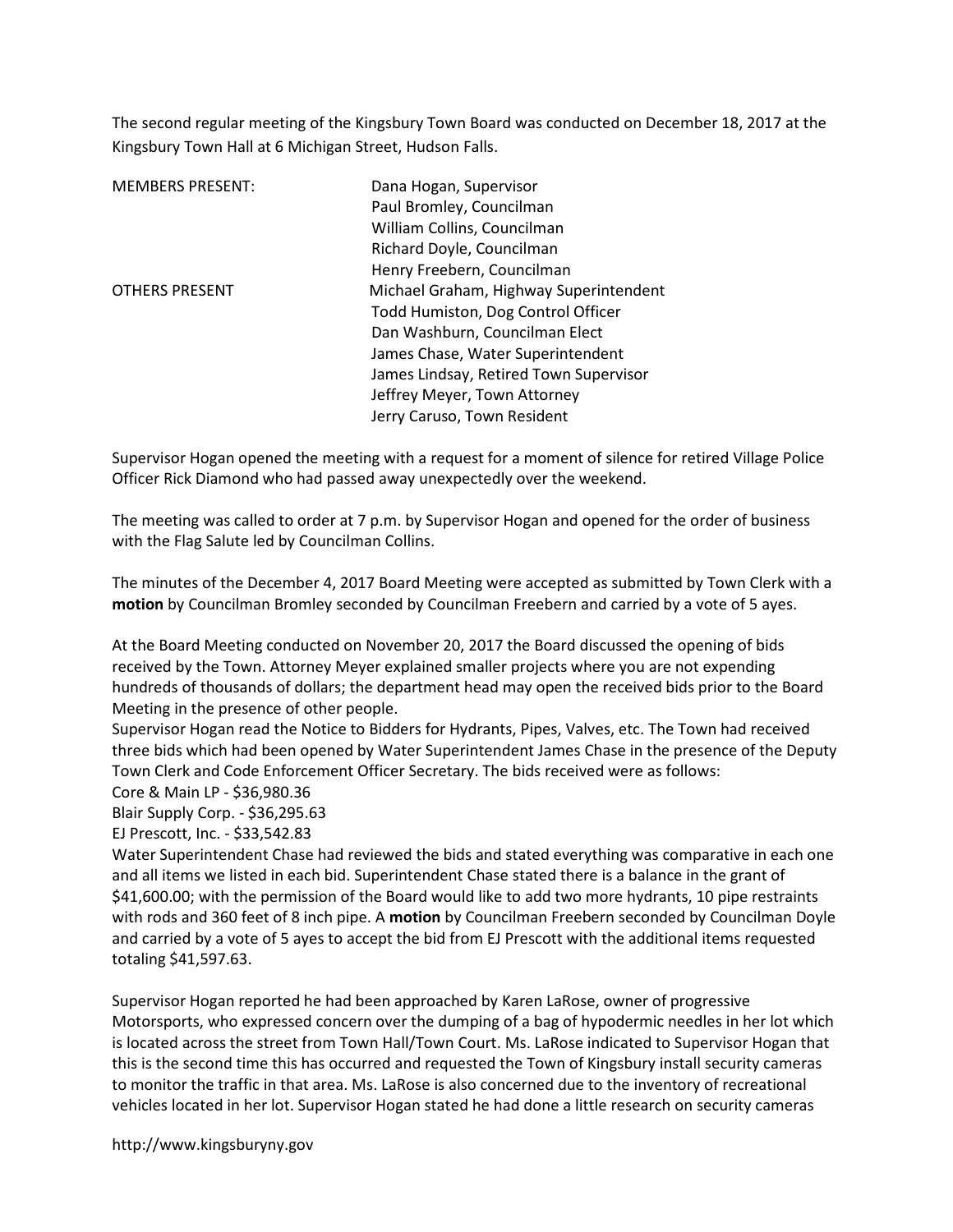The second regular meeting of the Kingsbury Town Board was conducted on December 18, 2017 at the Kingsbury Town Hall at 6 Michigan Street, Hudson Falls.

| | |
|---|---|
| MEMBERS PRESENT: | Dana Hogan, Supervisor |
| | Paul Bromley, Councilman |
| | William Collins, Councilman |
| | Richard Doyle, Councilman |
| | Henry Freebern, Councilman |
| OTHERS PRESENT | Michael Graham, Highway Superintendent |
| | Todd Humiston, Dog Control Officer |
| | Dan Washburn, Councilman Elect |
| | James Chase, Water Superintendent |
| | James Lindsay, Retired Town Supervisor |
| | Jeffrey Meyer, Town Attorney |
| | Jerry Caruso, Town Resident |

Supervisor Hogan opened the meeting with a request for a moment of silence for retired Village Police Officer Rick Diamond who had passed away unexpectedly over the weekend.

The meeting was called to order at 7 p.m. by Supervisor Hogan and opened for the order of business with the Flag Salute led by Councilman Collins.

The minutes of the December 4, 2017 Board Meeting were accepted as submitted by Town Clerk with a **motion** by Councilman Bromley seconded by Councilman Freebern and carried by a vote of 5 ayes.

At the Board Meeting conducted on November 20, 2017 the Board discussed the opening of bids received by the Town. Attorney Meyer explained smaller projects where you are not expending hundreds of thousands of dollars; the department head may open the received bids prior to the Board Meeting in the presence of other people.

Supervisor Hogan read the Notice to Bidders for Hydrants, Pipes, Valves, etc. The Town had received three bids which had been opened by Water Superintendent James Chase in the presence of the Deputy Town Clerk and Code Enforcement Officer Secretary. The bids received were as follows:

Core & Main LP - $36,980.36

Blair Supply Corp. - $36,295.63

EJ Prescott, Inc. - $33,542.83

Water Superintendent Chase had reviewed the bids and stated everything was comparative in each one and all items we listed in each bid. Superintendent Chase stated there is a balance in the grant of $41,600.00; with the permission of the Board would like to add two more hydrants, 10 pipe restraints with rods and 360 feet of 8 inch pipe. A **motion** by Councilman Freebern seconded by Councilman Doyle and carried by a vote of 5 ayes to accept the bid from EJ Prescott with the additional items requested totaling $41,597.63.

Supervisor Hogan reported he had been approached by Karen LaRose, owner of progressive Motorsports, who expressed concern over the dumping of a bag of hypodermic needles in her lot which is located across the street from Town Hall/Town Court. Ms. LaRose indicated to Supervisor Hogan that this is the second time this has occurred and requested the Town of Kingsbury install security cameras to monitor the traffic in that area. Ms. LaRose is also concerned due to the inventory of recreational vehicles located in her lot. Supervisor Hogan stated he had done a little research on security cameras

http://www.kingsburyny.gov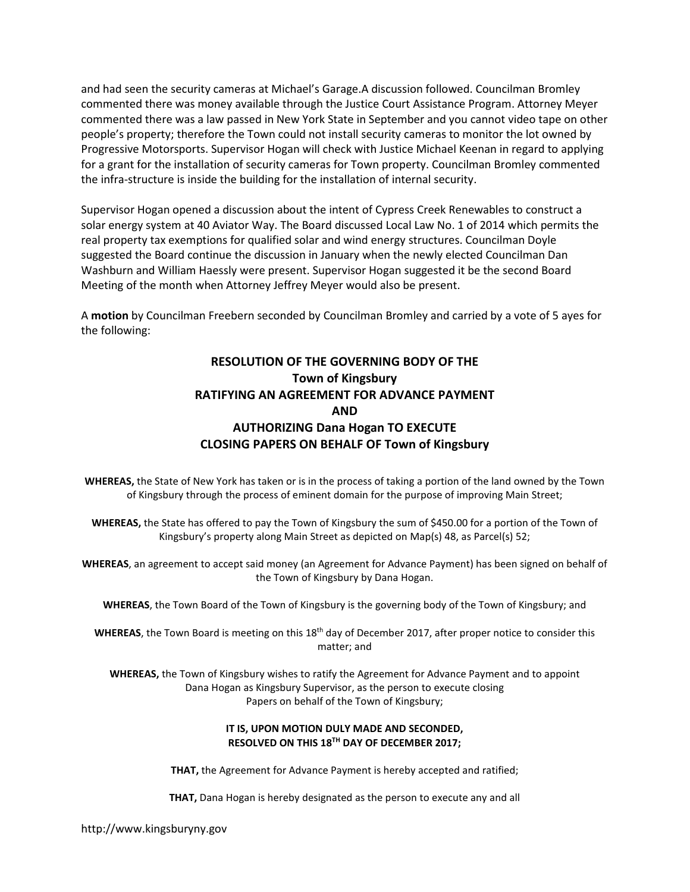and had seen the security cameras at Michael's Garage.A discussion followed. Councilman Bromley commented there was money available through the Justice Court Assistance Program. Attorney Meyer commented there was a law passed in New York State in September and you cannot video tape on other people's property; therefore the Town could not install security cameras to monitor the lot owned by Progressive Motorsports. Supervisor Hogan will check with Justice Michael Keenan in regard to applying for a grant for the installation of security cameras for Town property. Councilman Bromley commented the infra-structure is inside the building for the installation of internal security.

Supervisor Hogan opened a discussion about the intent of Cypress Creek Renewables to construct a solar energy system at 40 Aviator Way. The Board discussed Local Law No. 1 of 2014 which permits the real property tax exemptions for qualified solar and wind energy structures. Councilman Doyle suggested the Board continue the discussion in January when the newly elected Councilman Dan Washburn and William Haessly were present. Supervisor Hogan suggested it be the second Board Meeting of the month when Attorney Jeffrey Meyer would also be present.

A **motion** by Councilman Freebern seconded by Councilman Bromley and carried by a vote of 5 ayes for the following:

**RESOLUTION OF THE GOVERNING BODY OF THE**
**Town of Kingsbury**
**RATIFYING AN AGREEMENT FOR ADVANCE PAYMENT**
**AND**
**AUTHORIZING Dana Hogan TO EXECUTE**
**CLOSING PAPERS ON BEHALF OF Town of Kingsbury**

**WHEREAS,** the State of New York has taken or is in the process of taking a portion of the land owned by the Town of Kingsbury through the process of eminent domain for the purpose of improving Main Street;

**WHEREAS,** the State has offered to pay the Town of Kingsbury the sum of $450.00 for a portion of the Town of Kingsbury's property along Main Street as depicted on Map(s) 48, as Parcel(s) 52;

**WHEREAS**, an agreement to accept said money (an Agreement for Advance Payment) has been signed on behalf of the Town of Kingsbury by Dana Hogan.

**WHEREAS**, the Town Board of the Town of Kingsbury is the governing body of the Town of Kingsbury; and

**WHEREAS**, the Town Board is meeting on this 18th day of December 2017, after proper notice to consider this matter; and

**WHEREAS,** the Town of Kingsbury wishes to ratify the Agreement for Advance Payment and to appoint Dana Hogan as Kingsbury Supervisor, as the person to execute closing Papers on behalf of the Town of Kingsbury;

**IT IS, UPON MOTION DULY MADE AND SECONDED,**
**RESOLVED ON THIS 18TH DAY OF DECEMBER 2017;**

**THAT,** the Agreement for Advance Payment is hereby accepted and ratified;

**THAT,** Dana Hogan is hereby designated as the person to execute any and all

http://www.kingsburyny.gov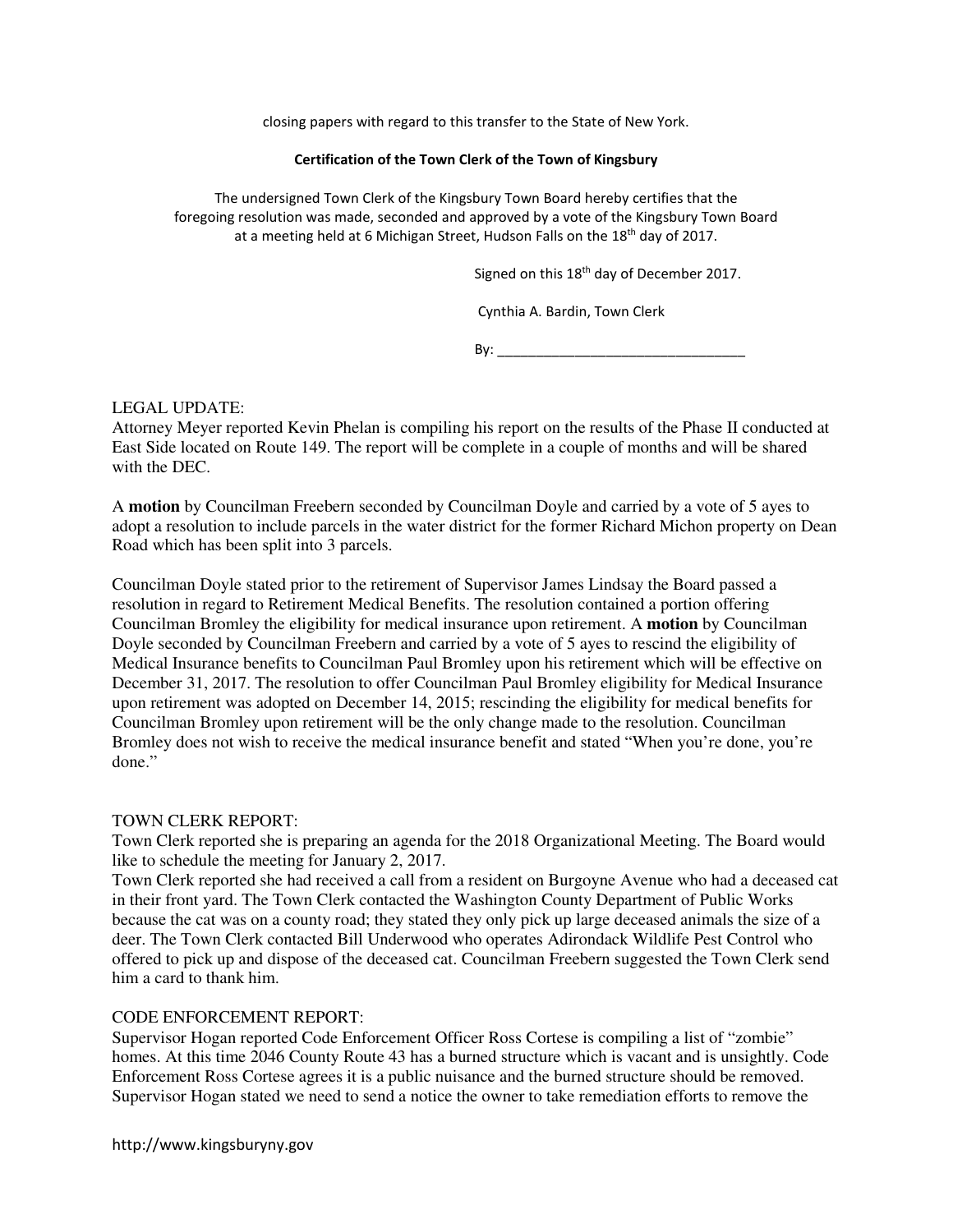closing papers with regard to this transfer to the State of New York.

**Certification of the Town Clerk of the Town of Kingsbury**

The undersigned Town Clerk of the Kingsbury Town Board hereby certifies that the foregoing resolution was made, seconded and approved by a vote of the Kingsbury Town Board at a meeting held at 6 Michigan Street, Hudson Falls on the 18th day of 2017.

Signed on this 18th day of December 2017.

Cynthia A. Bardin, Town Clerk

By: ________________________________

LEGAL UPDATE:
Attorney Meyer reported Kevin Phelan is compiling his report on the results of the Phase II conducted at East Side located on Route 149. The report will be complete in a couple of months and will be shared with the DEC.

A **motion** by Councilman Freebern seconded by Councilman Doyle and carried by a vote of 5 ayes to adopt a resolution to include parcels in the water district for the former Richard Michon property on Dean Road which has been split into 3 parcels.

Councilman Doyle stated prior to the retirement of Supervisor James Lindsay the Board passed a resolution in regard to Retirement Medical Benefits. The resolution contained a portion offering Councilman Bromley the eligibility for medical insurance upon retirement. A **motion** by Councilman Doyle seconded by Councilman Freebern and carried by a vote of 5 ayes to rescind the eligibility of Medical Insurance benefits to Councilman Paul Bromley upon his retirement which will be effective on December 31, 2017. The resolution to offer Councilman Paul Bromley eligibility for Medical Insurance upon retirement was adopted on December 14, 2015; rescinding the eligibility for medical benefits for Councilman Bromley upon retirement will be the only change made to the resolution. Councilman Bromley does not wish to receive the medical insurance benefit and stated "When you're done, you're done."

TOWN CLERK REPORT:
Town Clerk reported she is preparing an agenda for the 2018 Organizational Meeting. The Board would like to schedule the meeting for January 2, 2017.
Town Clerk reported she had received a call from a resident on Burgoyne Avenue who had a deceased cat in their front yard. The Town Clerk contacted the Washington County Department of Public Works because the cat was on a county road; they stated they only pick up large deceased animals the size of a deer. The Town Clerk contacted Bill Underwood who operates Adirondack Wildlife Pest Control who offered to pick up and dispose of the deceased cat. Councilman Freebern suggested the Town Clerk send him a card to thank him.

CODE ENFORCEMENT REPORT:
Supervisor Hogan reported Code Enforcement Officer Ross Cortese is compiling a list of "zombie" homes. At this time 2046 County Route 43 has a burned structure which is vacant and is unsightly. Code Enforcement Ross Cortese agrees it is a public nuisance and the burned structure should be removed. Supervisor Hogan stated we need to send a notice the owner to take remediation efforts to remove the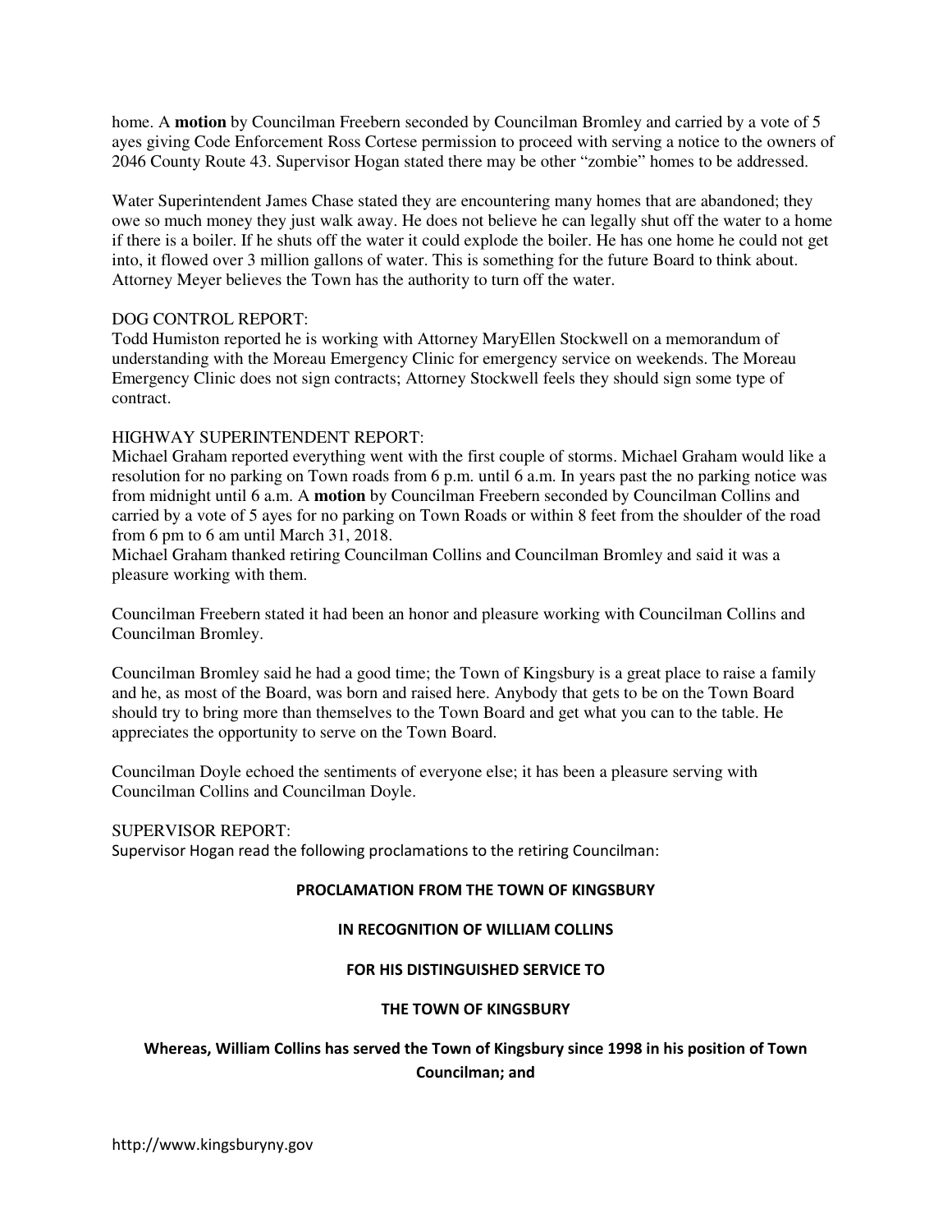home. A **motion** by Councilman Freebern seconded by Councilman Bromley and carried by a vote of 5 ayes giving Code Enforcement Ross Cortese permission to proceed with serving a notice to the owners of 2046 County Route 43. Supervisor Hogan stated there may be other "zombie" homes to be addressed.

Water Superintendent James Chase stated they are encountering many homes that are abandoned; they owe so much money they just walk away. He does not believe he can legally shut off the water to a home if there is a boiler. If he shuts off the water it could explode the boiler. He has one home he could not get into, it flowed over 3 million gallons of water. This is something for the future Board to think about. Attorney Meyer believes the Town has the authority to turn off the water.

DOG CONTROL REPORT:
Todd Humiston reported he is working with Attorney MaryEllen Stockwell on a memorandum of understanding with the Moreau Emergency Clinic for emergency service on weekends. The Moreau Emergency Clinic does not sign contracts; Attorney Stockwell feels they should sign some type of contract.

HIGHWAY SUPERINTENDENT REPORT:
Michael Graham reported everything went with the first couple of storms. Michael Graham would like a resolution for no parking on Town roads from 6 p.m. until 6 a.m. In years past the no parking notice was from midnight until 6 a.m. A **motion** by Councilman Freebern seconded by Councilman Collins and carried by a vote of 5 ayes for no parking on Town Roads or within 8 feet from the shoulder of the road from 6 pm to 6 am until March 31, 2018.
Michael Graham thanked retiring Councilman Collins and Councilman Bromley and said it was a pleasure working with them.

Councilman Freebern stated it had been an honor and pleasure working with Councilman Collins and Councilman Bromley.

Councilman Bromley said he had a good time; the Town of Kingsbury is a great place to raise a family and he, as most of the Board, was born and raised here. Anybody that gets to be on the Town Board should try to bring more than themselves to the Town Board and get what you can to the table. He appreciates the opportunity to serve on the Town Board.

Councilman Doyle echoed the sentiments of everyone else; it has been a pleasure serving with Councilman Collins and Councilman Doyle.

SUPERVISOR REPORT:
Supervisor Hogan read the following proclamations to the retiring Councilman:

**PROCLAMATION FROM THE TOWN OF KINGSBURY**

**IN RECOGNITION OF WILLIAM COLLINS**

**FOR HIS DISTINGUISHED SERVICE TO**

**THE TOWN OF KINGSBURY**

**Whereas, William Collins has served the Town of Kingsbury since 1998 in his position of Town Councilman; and**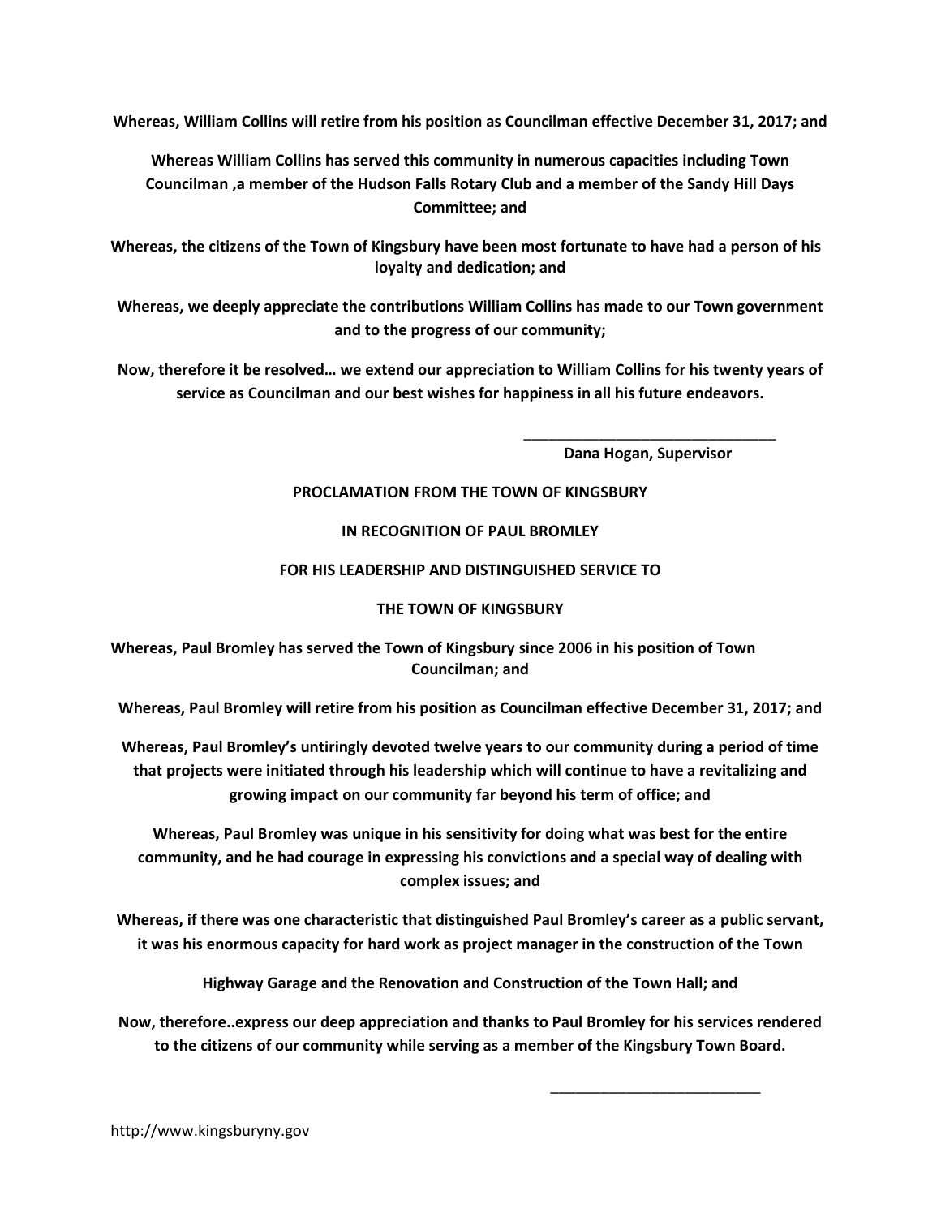**Whereas, William Collins will retire from his position as Councilman effective December 31, 2017; and**

**Whereas William Collins has served this community in numerous capacities including Town Councilman ,a member of the Hudson Falls Rotary Club and a member of the Sandy Hill Days Committee; and**

**Whereas, the citizens of the Town of Kingsbury have been most fortunate to have had a person of his loyalty and dedication; and**

**Whereas, we deeply appreciate the contributions William Collins has made to our Town government and to the progress of our community;**

**Now, therefore it be resolved… we extend our appreciation to William Collins for his twenty years of service as Councilman and our best wishes for happiness in all his future endeavors.**

\_\_\_\_\_\_\_\_\_\_\_\_\_\_\_\_\_\_\_\_\_\_\_\_\_\_\_\_\_\_\_\_

**Dana Hogan, Supervisor**

**PROCLAMATION FROM THE TOWN OF KINGSBURY**

**IN RECOGNITION OF PAUL BROMLEY**

**FOR HIS LEADERSHIP AND DISTINGUISHED SERVICE TO**

**THE TOWN OF KINGSBURY**

**Whereas, Paul Bromley has served the Town of Kingsbury since 2006 in his position of Town Councilman; and**

**Whereas, Paul Bromley will retire from his position as Councilman effective December 31, 2017; and**

**Whereas, Paul Bromley's untiringly devoted twelve years to our community during a period of time that projects were initiated through his leadership which will continue to have a revitalizing and growing impact on our community far beyond his term of office; and**

**Whereas, Paul Bromley was unique in his sensitivity for doing what was best for the entire community, and he had courage in expressing his convictions and a special way of dealing with complex issues; and**

**Whereas, if there was one characteristic that distinguished Paul Bromley's career as a public servant, it was his enormous capacity for hard work as project manager in the construction of the Town**

**Highway Garage and the Renovation and Construction of the Town Hall; and**

**Now, therefore..express our deep appreciation and thanks to Paul Bromley for his services rendered to the citizens of our community while serving as a member of the Kingsbury Town Board.**

\_\_\_\_\_\_\_\_\_\_\_\_\_\_\_\_\_\_\_\_\_\_\_\_\_\_\_

http://www.kingsburyny.gov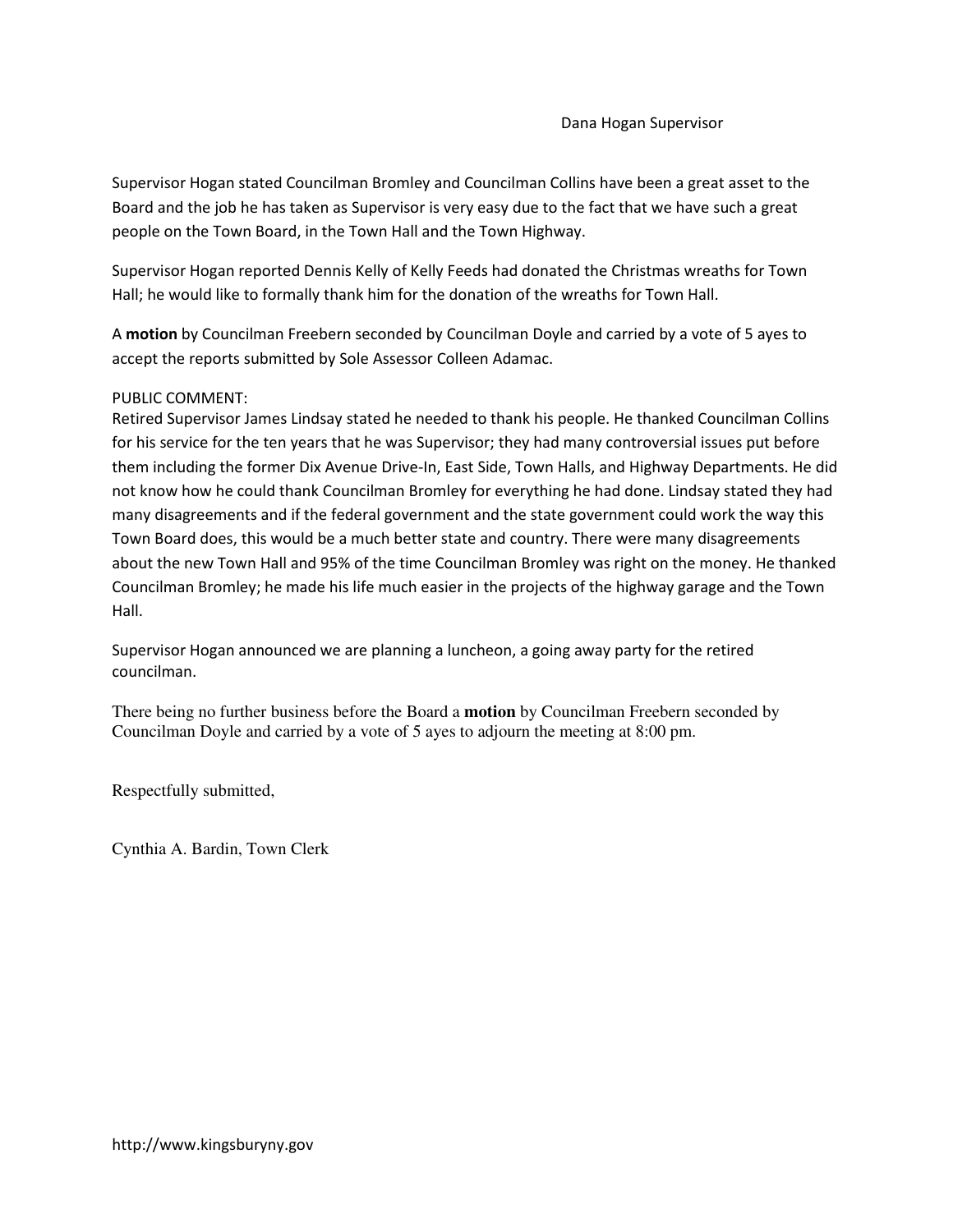Dana Hogan Supervisor

Supervisor Hogan stated Councilman Bromley and Councilman Collins have been a great asset to the Board and the job he has taken as Supervisor is very easy due to the fact that we have such a great people on the Town Board, in the Town Hall and the Town Highway.

Supervisor Hogan reported Dennis Kelly of Kelly Feeds had donated the Christmas wreaths for Town Hall; he would like to formally thank him for the donation of the wreaths for Town Hall.

A **motion** by Councilman Freebern seconded by Councilman Doyle and carried by a vote of 5 ayes to accept the reports submitted by Sole Assessor Colleen Adamac.

PUBLIC COMMENT:
Retired Supervisor James Lindsay stated he needed to thank his people. He thanked Councilman Collins for his service for the ten years that he was Supervisor; they had many controversial issues put before them including the former Dix Avenue Drive-In, East Side, Town Halls, and Highway Departments. He did not know how he could thank Councilman Bromley for everything he had done. Lindsay stated they had many disagreements and if the federal government and the state government could work the way this Town Board does, this would be a much better state and country. There were many disagreements about the new Town Hall and 95% of the time Councilman Bromley was right on the money. He thanked Councilman Bromley; he made his life much easier in the projects of the highway garage and the Town Hall.

Supervisor Hogan announced we are planning a luncheon, a going away party for the retired councilman.

There being no further business before the Board a **motion** by Councilman Freebern seconded by Councilman Doyle and carried by a vote of 5 ayes to adjourn the meeting at 8:00 pm.

Respectfully submitted,

Cynthia A. Bardin, Town Clerk

http://www.kingsburyny.gov